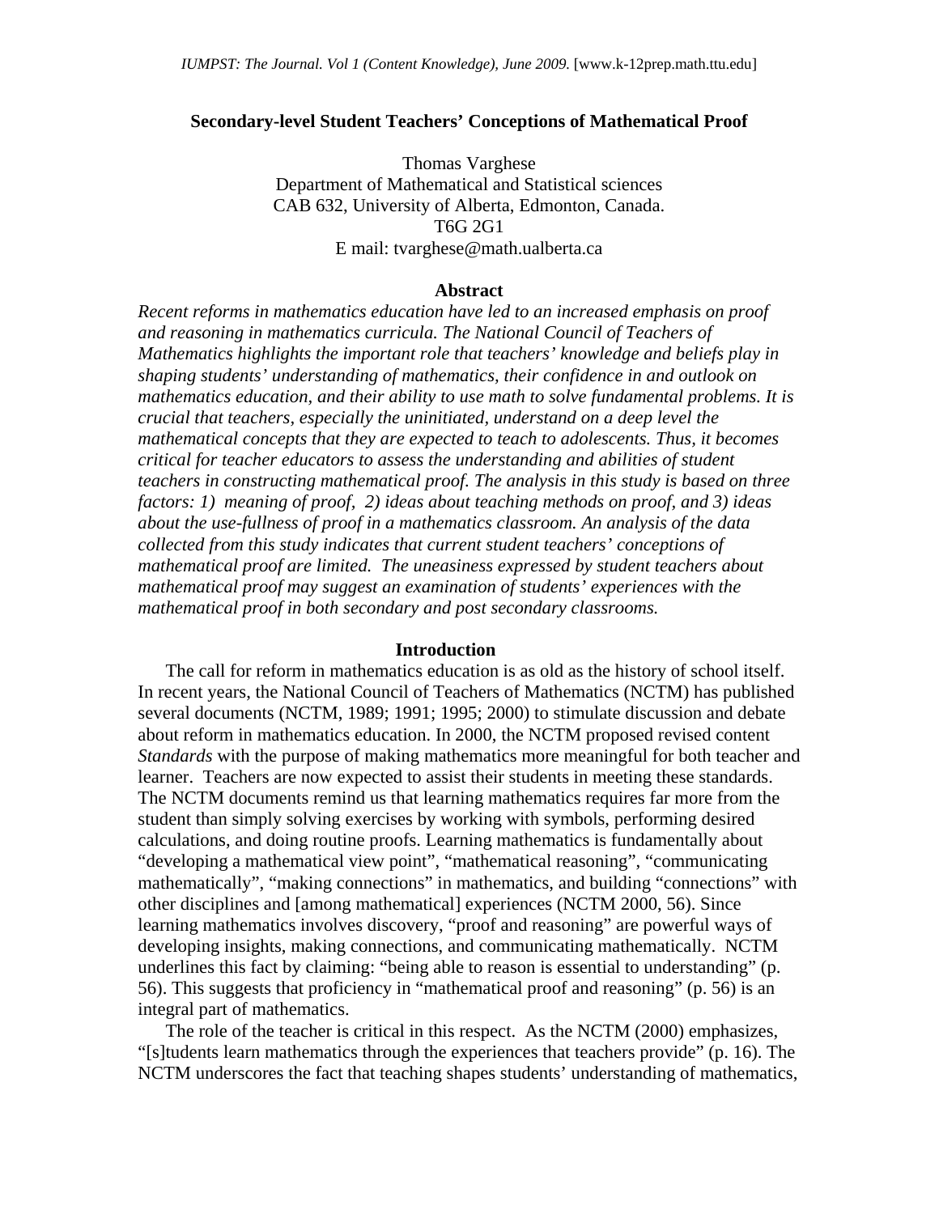# Secondary-level Student Teachers' Conceptions of Mathematical Proof

Thomas Varghese
Department of Mathematical and Statistical sciences
CAB 632, University of Alberta, Edmonton, Canada.
T6G 2G1
E mail: tvarghese@math.ualberta.ca

## Abstract

*Recent reforms in mathematics education have led to an increased emphasis on proof and reasoning in mathematics curricula. The National Council of Teachers of Mathematics highlights the important role that teachers' knowledge and beliefs play in shaping students' understanding of mathematics, their confidence in and outlook on mathematics education, and their ability to use math to solve fundamental problems. It is crucial that teachers, especially the uninitiated, understand on a deep level the mathematical concepts that they are expected to teach to adolescents. Thus, it becomes critical for teacher educators to assess the understanding and abilities of student teachers in constructing mathematical proof. The analysis in this study is based on three factors: 1) meaning of proof, 2) ideas about teaching methods on proof, and 3) ideas about the use-fullness of proof in a mathematics classroom. An analysis of the data collected from this study indicates that current student teachers' conceptions of mathematical proof are limited. The uneasiness expressed by student teachers about mathematical proof may suggest an examination of students' experiences with the mathematical proof in both secondary and post secondary classrooms.*

## Introduction

The call for reform in mathematics education is as old as the history of school itself. In recent years, the National Council of Teachers of Mathematics (NCTM) has published several documents (NCTM, 1989; 1991; 1995; 2000) to stimulate discussion and debate about reform in mathematics education. In 2000, the NCTM proposed revised content *Standards* with the purpose of making mathematics more meaningful for both teacher and learner. Teachers are now expected to assist their students in meeting these standards. The NCTM documents remind us that learning mathematics requires far more from the student than simply solving exercises by working with symbols, performing desired calculations, and doing routine proofs. Learning mathematics is fundamentally about "developing a mathematical view point", "mathematical reasoning", "communicating mathematically", "making connections" in mathematics, and building "connections" with other disciplines and [among mathematical] experiences (NCTM 2000, 56). Since learning mathematics involves discovery, "proof and reasoning" are powerful ways of developing insights, making connections, and communicating mathematically. NCTM underlines this fact by claiming: "being able to reason is essential to understanding" (p. 56). This suggests that proficiency in "mathematical proof and reasoning" (p. 56) is an integral part of mathematics.

The role of the teacher is critical in this respect. As the NCTM (2000) emphasizes, "[s]tudents learn mathematics through the experiences that teachers provide" (p. 16). The NCTM underscores the fact that teaching shapes students' understanding of mathematics,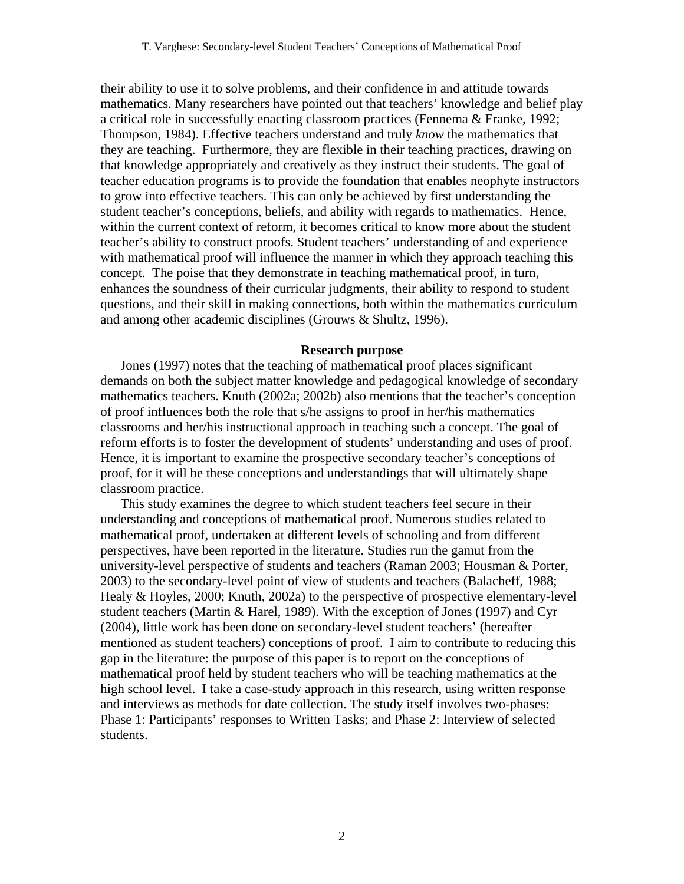their ability to use it to solve problems, and their confidence in and attitude towards mathematics. Many researchers have pointed out that teachers' knowledge and belief play a critical role in successfully enacting classroom practices (Fennema & Franke, 1992; Thompson, 1984). Effective teachers understand and truly *know* the mathematics that they are teaching. Furthermore, they are flexible in their teaching practices, drawing on that knowledge appropriately and creatively as they instruct their students. The goal of teacher education programs is to provide the foundation that enables neophyte instructors to grow into effective teachers. This can only be achieved by first understanding the student teacher's conceptions, beliefs, and ability with regards to mathematics. Hence, within the current context of reform, it becomes critical to know more about the student teacher's ability to construct proofs. Student teachers' understanding of and experience with mathematical proof will influence the manner in which they approach teaching this concept. The poise that they demonstrate in teaching mathematical proof, in turn, enhances the soundness of their curricular judgments, their ability to respond to student questions, and their skill in making connections, both within the mathematics curriculum and among other academic disciplines (Grouws & Shultz, 1996).

## Research purpose

Jones (1997) notes that the teaching of mathematical proof places significant demands on both the subject matter knowledge and pedagogical knowledge of secondary mathematics teachers. Knuth (2002a; 2002b) also mentions that the teacher's conception of proof influences both the role that s/he assigns to proof in her/his mathematics classrooms and her/his instructional approach in teaching such a concept. The goal of reform efforts is to foster the development of students' understanding and uses of proof. Hence, it is important to examine the prospective secondary teacher's conceptions of proof, for it will be these conceptions and understandings that will ultimately shape classroom practice.

This study examines the degree to which student teachers feel secure in their understanding and conceptions of mathematical proof. Numerous studies related to mathematical proof, undertaken at different levels of schooling and from different perspectives, have been reported in the literature. Studies run the gamut from the university-level perspective of students and teachers (Raman 2003; Housman & Porter, 2003) to the secondary-level point of view of students and teachers (Balacheff, 1988; Healy & Hoyles, 2000; Knuth, 2002a) to the perspective of prospective elementary-level student teachers (Martin & Harel, 1989). With the exception of Jones (1997) and Cyr (2004), little work has been done on secondary-level student teachers' (hereafter mentioned as student teachers) conceptions of proof. I aim to contribute to reducing this gap in the literature: the purpose of this paper is to report on the conceptions of mathematical proof held by student teachers who will be teaching mathematics at the high school level. I take a case-study approach in this research, using written response and interviews as methods for date collection. The study itself involves two-phases: Phase 1: Participants' responses to Written Tasks; and Phase 2: Interview of selected students.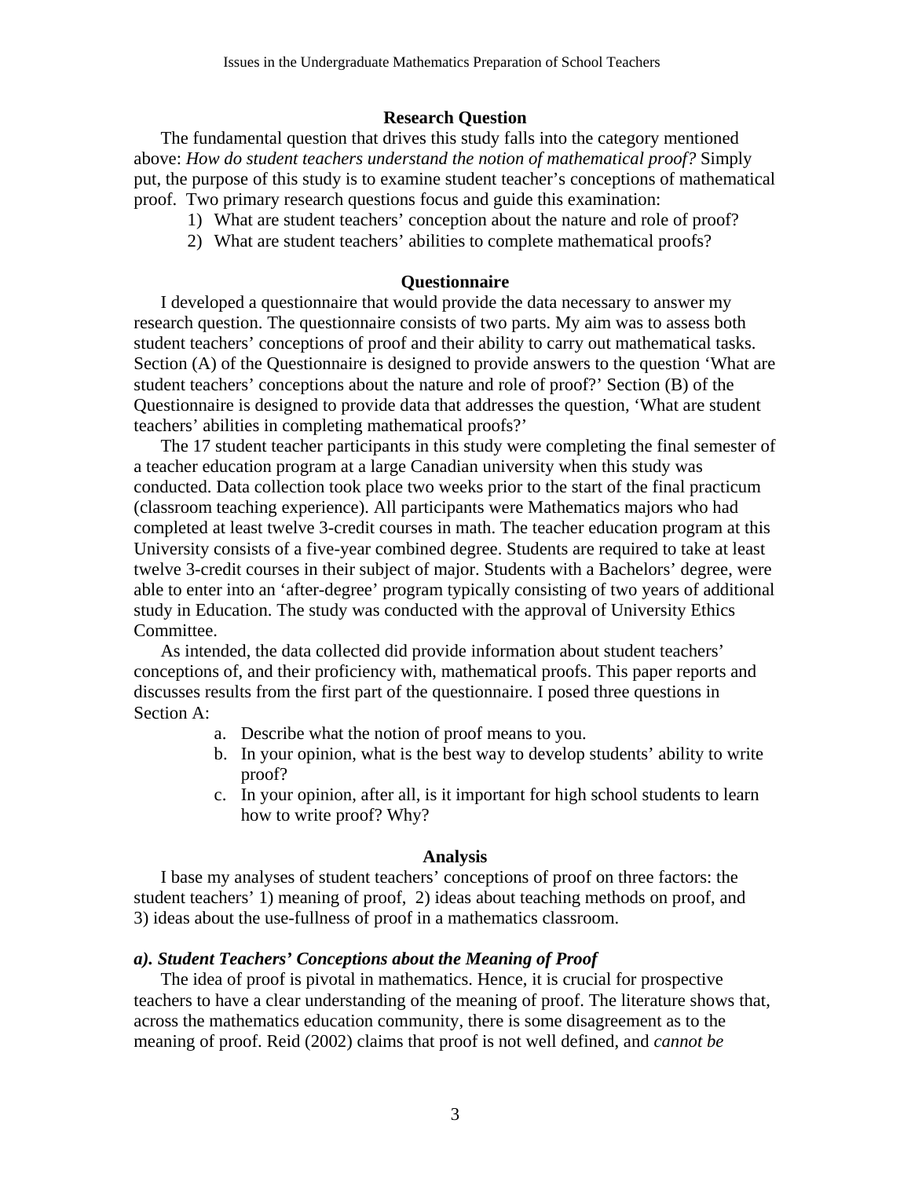## Research Question

The fundamental question that drives this study falls into the category mentioned above: *How do student teachers understand the notion of mathematical proof?* Simply put, the purpose of this study is to examine student teacher's conceptions of mathematical proof. Two primary research questions focus and guide this examination:

1) What are student teachers' conception about the nature and role of proof?
2) What are student teachers' abilities to complete mathematical proofs?

## Questionnaire

I developed a questionnaire that would provide the data necessary to answer my research question. The questionnaire consists of two parts. My aim was to assess both student teachers' conceptions of proof and their ability to carry out mathematical tasks. Section (A) of the Questionnaire is designed to provide answers to the question 'What are student teachers' conceptions about the nature and role of proof?' Section (B) of the Questionnaire is designed to provide data that addresses the question, 'What are student teachers' abilities in completing mathematical proofs?'

The 17 student teacher participants in this study were completing the final semester of a teacher education program at a large Canadian university when this study was conducted. Data collection took place two weeks prior to the start of the final practicum (classroom teaching experience). All participants were Mathematics majors who had completed at least twelve 3-credit courses in math. The teacher education program at this University consists of a five-year combined degree. Students are required to take at least twelve 3-credit courses in their subject of major. Students with a Bachelors' degree, were able to enter into an 'after-degree' program typically consisting of two years of additional study in Education. The study was conducted with the approval of University Ethics Committee.

As intended, the data collected did provide information about student teachers' conceptions of, and their proficiency with, mathematical proofs. This paper reports and discusses results from the first part of the questionnaire. I posed three questions in Section A:

a. Describe what the notion of proof means to you.
b. In your opinion, what is the best way to develop students' ability to write proof?
c. In your opinion, after all, is it important for high school students to learn how to write proof? Why?

## Analysis

I base my analyses of student teachers' conceptions of proof on three factors: the student teachers' 1) meaning of proof, 2) ideas about teaching methods on proof, and 3) ideas about the use-fullness of proof in a mathematics classroom.

### *a). Student Teachers' Conceptions about the Meaning of Proof*

The idea of proof is pivotal in mathematics. Hence, it is crucial for prospective teachers to have a clear understanding of the meaning of proof. The literature shows that, across the mathematics education community, there is some disagreement as to the meaning of proof. Reid (2002) claims that proof is not well defined, and *cannot be*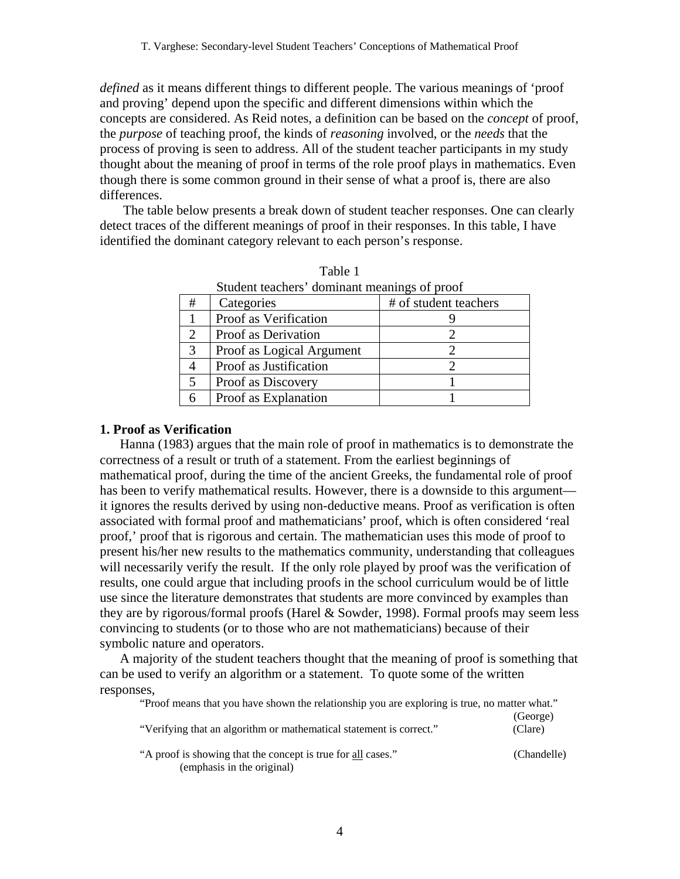*defined* as it means different things to different people. The various meanings of 'proof and proving' depend upon the specific and different dimensions within which the concepts are considered. As Reid notes, a definition can be based on the *concept* of proof, the *purpose* of teaching proof, the kinds of *reasoning* involved, or the *needs* that the process of proving is seen to address. All of the student teacher participants in my study thought about the meaning of proof in terms of the role proof plays in mathematics. Even though there is some common ground in their sense of what a proof is, there are also differences.

The table below presents a break down of student teacher responses. One can clearly detect traces of the different meanings of proof in their responses. In this table, I have identified the dominant category relevant to each person's response.

Table 1
Student teachers' dominant meanings of proof

| # | Categories | # of student teachers |
|---|---|---|
| 1 | Proof as Verification | 9 |
| 2 | Proof as Derivation | 2 |
| 3 | Proof as Logical Argument | 2 |
| 4 | Proof as Justification | 2 |
| 5 | Proof as Discovery | 1 |
| 6 | Proof as Explanation | 1 |

### 1. Proof as Verification

Hanna (1983) argues that the main role of proof in mathematics is to demonstrate the correctness of a result or truth of a statement. From the earliest beginnings of mathematical proof, during the time of the ancient Greeks, the fundamental role of proof has been to verify mathematical results. However, there is a downside to this argument—it ignores the results derived by using non-deductive means. Proof as verification is often associated with formal proof and mathematicians' proof, which is often considered 'real proof,' proof that is rigorous and certain. The mathematician uses this mode of proof to present his/her new results to the mathematics community, understanding that colleagues will necessarily verify the result. If the only role played by proof was the verification of results, one could argue that including proofs in the school curriculum would be of little use since the literature demonstrates that students are more convinced by examples than they are by rigorous/formal proofs (Harel & Sowder, 1998). Formal proofs may seem less convincing to students (or to those who are not mathematicians) because of their symbolic nature and operators.

A majority of the student teachers thought that the meaning of proof is something that can be used to verify an algorithm or a statement. To quote some of the written responses,

> "Proof means that you have shown the relationship you are exploring is true, no matter what." (George)
>
> "Verifying that an algorithm or mathematical statement is correct." (Clare)
>
> "A proof is showing that the concept is true for <u>all</u> cases." (Chandelle)
> (emphasis in the original)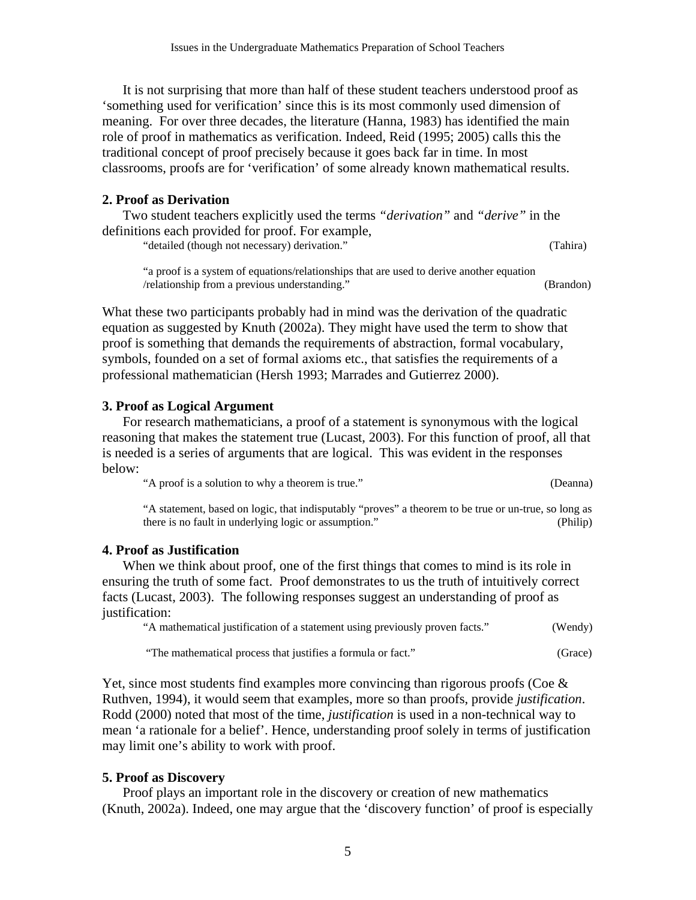It is not surprising that more than half of these student teachers understood proof as 'something used for verification' since this is its most commonly used dimension of meaning. For over three decades, the literature (Hanna, 1983) has identified the main role of proof in mathematics as verification. Indeed, Reid (1995; 2005) calls this the traditional concept of proof precisely because it goes back far in time. In most classrooms, proofs are for 'verification' of some already known mathematical results.

### 2. Proof as Derivation

Two student teachers explicitly used the terms *"derivation"* and *"derive"* in the definitions each provided for proof. For example,

> "detailed (though not necessary) derivation." (Tahira)
>
> "a proof is a system of equations/relationships that are used to derive another equation /relationship from a previous understanding." (Brandon)

What these two participants probably had in mind was the derivation of the quadratic equation as suggested by Knuth (2002a). They might have used the term to show that proof is something that demands the requirements of abstraction, formal vocabulary, symbols, founded on a set of formal axioms etc., that satisfies the requirements of a professional mathematician (Hersh 1993; Marrades and Gutierrez 2000).

### 3. Proof as Logical Argument

For research mathematicians, a proof of a statement is synonymous with the logical reasoning that makes the statement true (Lucast, 2003). For this function of proof, all that is needed is a series of arguments that are logical. This was evident in the responses below:

> "A proof is a solution to why a theorem is true." (Deanna)
>
> "A statement, based on logic, that indisputably "proves" a theorem to be true or un-true, so long as there is no fault in underlying logic or assumption." (Philip)

### 4. Proof as Justification

When we think about proof, one of the first things that comes to mind is its role in ensuring the truth of some fact. Proof demonstrates to us the truth of intuitively correct facts (Lucast, 2003). The following responses suggest an understanding of proof as justification:

> "A mathematical justification of a statement using previously proven facts." (Wendy)
>
> "The mathematical process that justifies a formula or fact." (Grace)

Yet, since most students find examples more convincing than rigorous proofs (Coe & Ruthven, 1994), it would seem that examples, more so than proofs, provide *justification*. Rodd (2000) noted that most of the time, *justification* is used in a non-technical way to mean 'a rationale for a belief'. Hence, understanding proof solely in terms of justification may limit one's ability to work with proof.

### 5. Proof as Discovery

Proof plays an important role in the discovery or creation of new mathematics (Knuth, 2002a). Indeed, one may argue that the 'discovery function' of proof is especially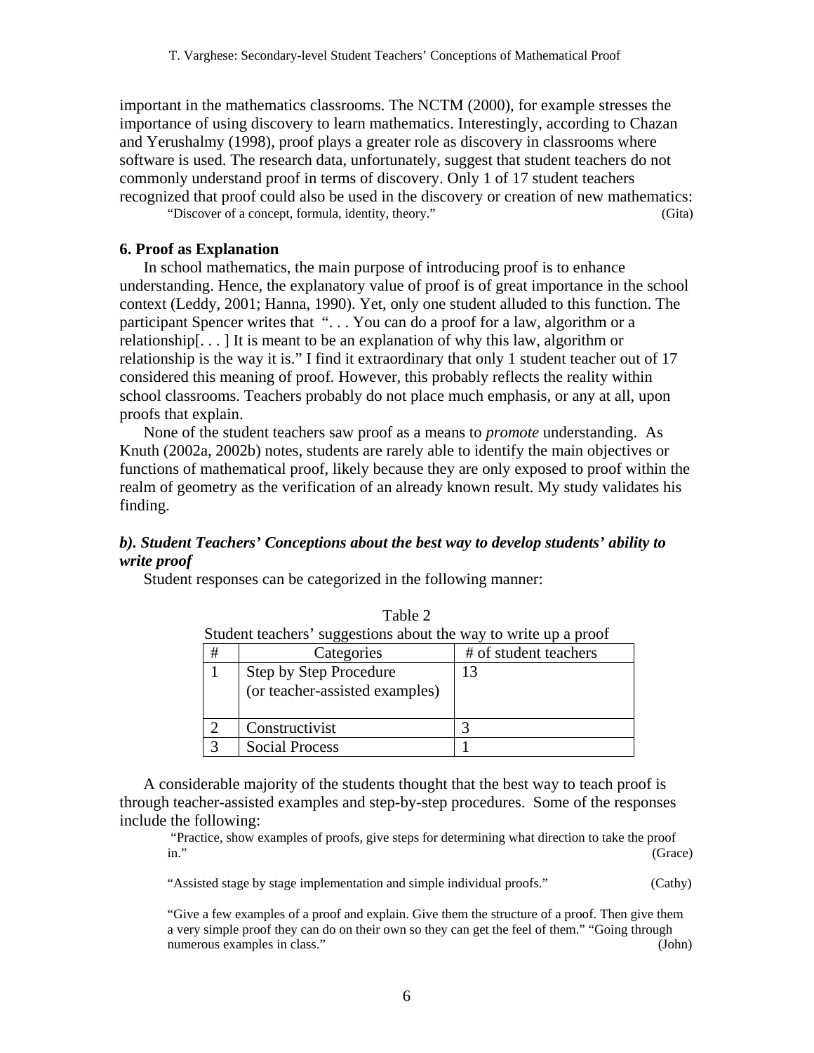important in the mathematics classrooms. The NCTM (2000), for example stresses the importance of using discovery to learn mathematics. Interestingly, according to Chazan and Yerushalmy (1998), proof plays a greater role as discovery in classrooms where software is used. The research data, unfortunately, suggest that student teachers do not commonly understand proof in terms of discovery. Only 1 of 17 student teachers recognized that proof could also be used in the discovery or creation of new mathematics:

> "Discover of a concept, formula, identity, theory." (Gita)

### 6. Proof as Explanation

In school mathematics, the main purpose of introducing proof is to enhance understanding. Hence, the explanatory value of proof is of great importance in the school context (Leddy, 2001; Hanna, 1990). Yet, only one student alluded to this function. The participant Spencer writes that ". . . You can do a proof for a law, algorithm or a relationship[. . . ] It is meant to be an explanation of why this law, algorithm or relationship is the way it is." I find it extraordinary that only 1 student teacher out of 17 considered this meaning of proof. However, this probably reflects the reality within school classrooms. Teachers probably do not place much emphasis, or any at all, upon proofs that explain.

None of the student teachers saw proof as a means to *promote* understanding. As Knuth (2002a, 2002b) notes, students are rarely able to identify the main objectives or functions of mathematical proof, likely because they are only exposed to proof within the realm of geometry as the verification of an already known result. My study validates his finding.

### ***b). Student Teachers' Conceptions about the best way to develop students' ability to write proof***

Student responses can be categorized in the following manner:

Table 2

Student teachers' suggestions about the way to write up a proof

| # | Categories | # of student teachers |
|---|---|---|
| 1 | Step by Step Procedure (or teacher-assisted examples) | 13 |
| 2 | Constructivist | 3 |
| 3 | Social Process | 1 |

A considerable majority of the students thought that the best way to teach proof is through teacher-assisted examples and step-by-step procedures. Some of the responses include the following:

> "Practice, show examples of proofs, give steps for determining what direction to take the proof in." (Grace)

> "Assisted stage by stage implementation and simple individual proofs." (Cathy)

> "Give a few examples of a proof and explain. Give them the structure of a proof. Then give them a very simple proof they can do on their own so they can get the feel of them." "Going through numerous examples in class." (John)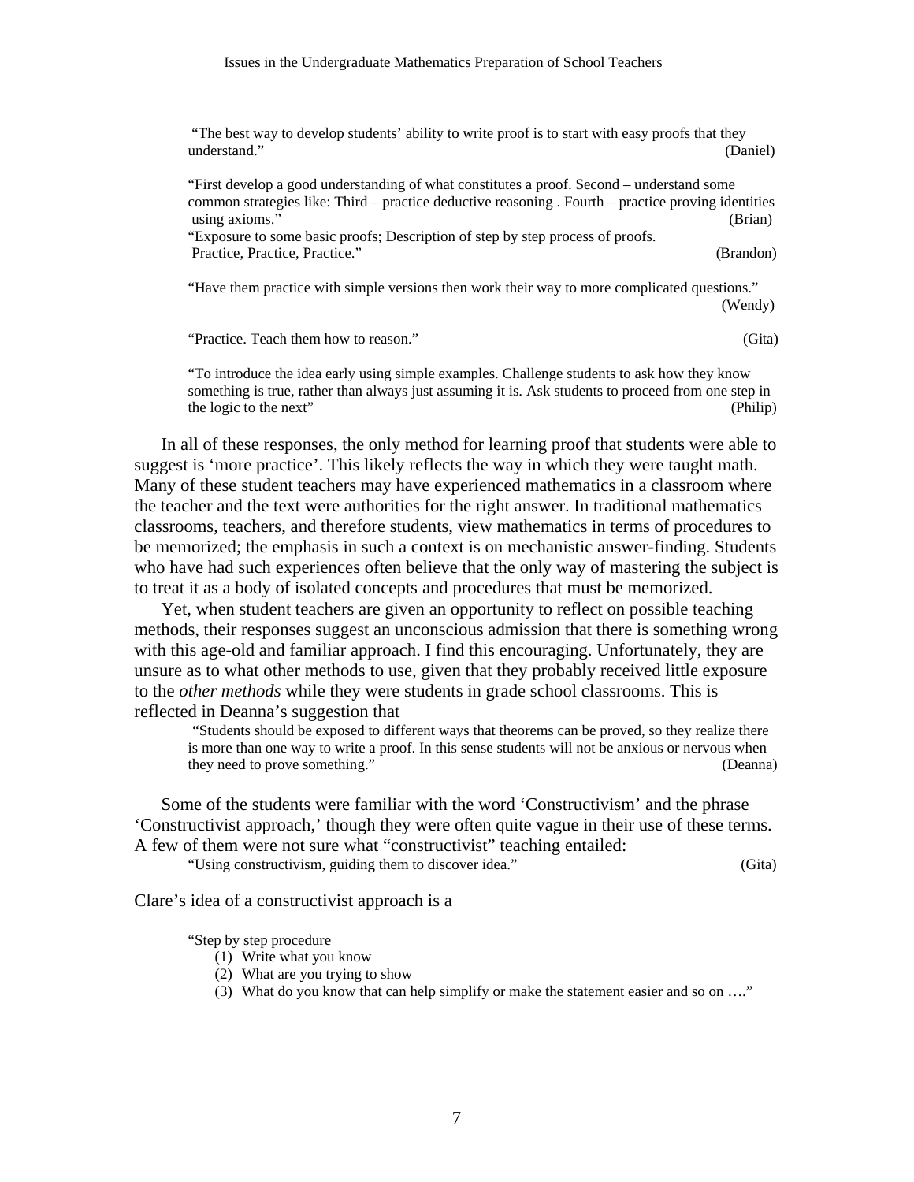> "The best way to develop students' ability to write proof is to start with easy proofs that they understand." (Daniel)

> "First develop a good understanding of what constitutes a proof. Second – understand some common strategies like: Third – practice deductive reasoning . Fourth – practice proving identities using axioms." (Brian)

> "Exposure to some basic proofs; Description of step by step process of proofs. Practice, Practice, Practice." (Brandon)

> "Have them practice with simple versions then work their way to more complicated questions." (Wendy)

> "Practice. Teach them how to reason." (Gita)

> "To introduce the idea early using simple examples. Challenge students to ask how they know something is true, rather than always just assuming it is. Ask students to proceed from one step in the logic to the next" (Philip)

In all of these responses, the only method for learning proof that students were able to suggest is 'more practice'. This likely reflects the way in which they were taught math. Many of these student teachers may have experienced mathematics in a classroom where the teacher and the text were authorities for the right answer. In traditional mathematics classrooms, teachers, and therefore students, view mathematics in terms of procedures to be memorized; the emphasis in such a context is on mechanistic answer-finding. Students who have had such experiences often believe that the only way of mastering the subject is to treat it as a body of isolated concepts and procedures that must be memorized.

Yet, when student teachers are given an opportunity to reflect on possible teaching methods, their responses suggest an unconscious admission that there is something wrong with this age-old and familiar approach. I find this encouraging. Unfortunately, they are unsure as to what other methods to use, given that they probably received little exposure to the *other methods* while they were students in grade school classrooms. This is reflected in Deanna's suggestion that

> "Students should be exposed to different ways that theorems can be proved, so they realize there is more than one way to write a proof. In this sense students will not be anxious or nervous when they need to prove something." (Deanna)

Some of the students were familiar with the word 'Constructivism' and the phrase 'Constructivist approach,' though they were often quite vague in their use of these terms. A few of them were not sure what "constructivist" teaching entailed:

> "Using constructivism, guiding them to discover idea." (Gita)

Clare's idea of a constructivist approach is a

> "Step by step procedure
> (1) Write what you know
> (2) What are you trying to show
> (3) What do you know that can help simplify or make the statement easier and so on …."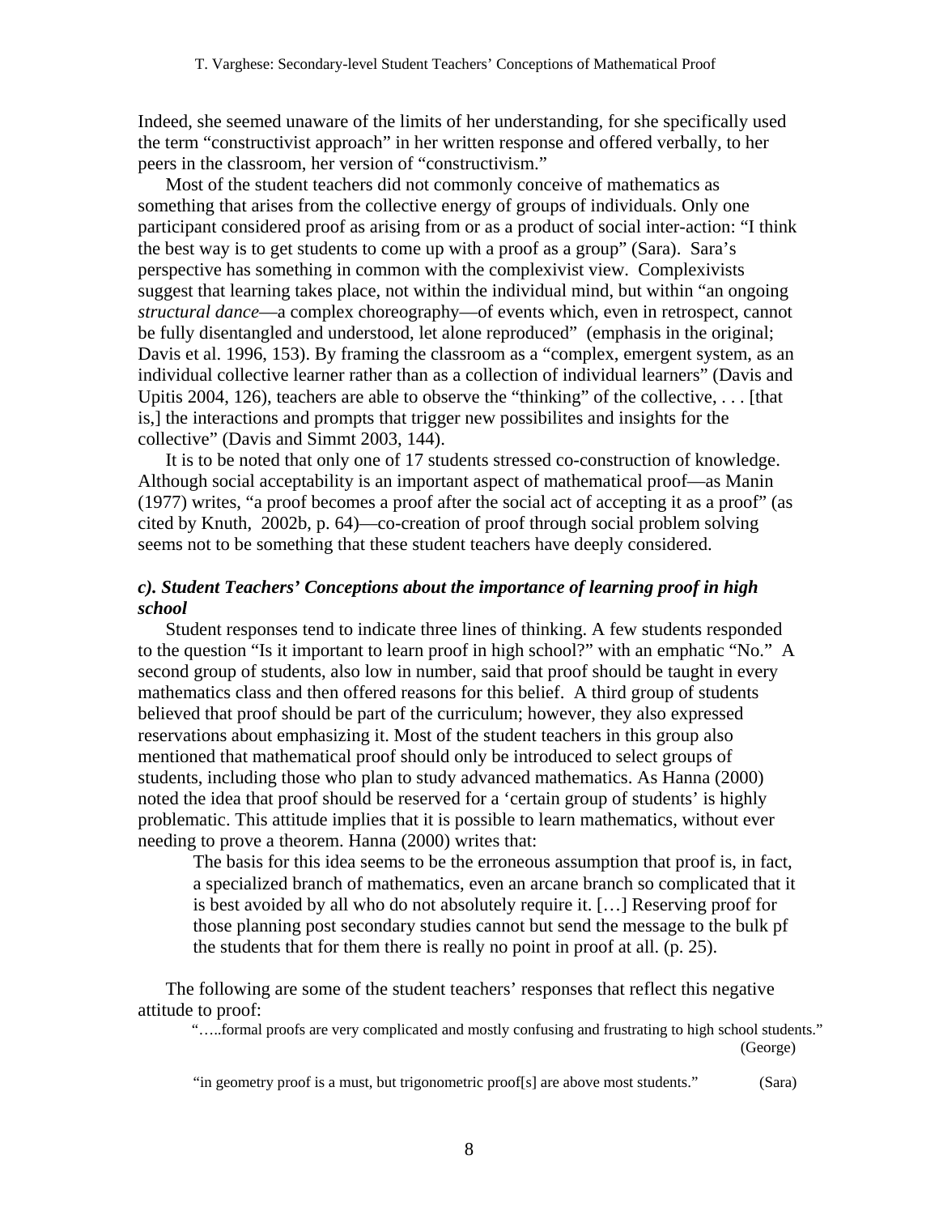Indeed, she seemed unaware of the limits of her understanding, for she specifically used the term "constructivist approach" in her written response and offered verbally, to her peers in the classroom, her version of "constructivism."

Most of the student teachers did not commonly conceive of mathematics as something that arises from the collective energy of groups of individuals. Only one participant considered proof as arising from or as a product of social inter-action: "I think the best way is to get students to come up with a proof as a group" (Sara). Sara's perspective has something in common with the complexivist view. Complexivists suggest that learning takes place, not within the individual mind, but within "an ongoing *structural dance*—a complex choreography—of events which, even in retrospect, cannot be fully disentangled and understood, let alone reproduced" (emphasis in the original; Davis et al. 1996, 153). By framing the classroom as a "complex, emergent system, as an individual collective learner rather than as a collection of individual learners" (Davis and Upitis 2004, 126), teachers are able to observe the "thinking" of the collective, . . . [that is,] the interactions and prompts that trigger new possibilites and insights for the collective" (Davis and Simmt 2003, 144).

It is to be noted that only one of 17 students stressed co-construction of knowledge. Although social acceptability is an important aspect of mathematical proof—as Manin (1977) writes, "a proof becomes a proof after the social act of accepting it as a proof" (as cited by Knuth, 2002b, p. 64)—co-creation of proof through social problem solving seems not to be something that these student teachers have deeply considered.

### *c). Student Teachers' Conceptions about the importance of learning proof in high school*

Student responses tend to indicate three lines of thinking. A few students responded to the question "Is it important to learn proof in high school?" with an emphatic "No." A second group of students, also low in number, said that proof should be taught in every mathematics class and then offered reasons for this belief. A third group of students believed that proof should be part of the curriculum; however, they also expressed reservations about emphasizing it. Most of the student teachers in this group also mentioned that mathematical proof should only be introduced to select groups of students, including those who plan to study advanced mathematics. As Hanna (2000) noted the idea that proof should be reserved for a 'certain group of students' is highly problematic. This attitude implies that it is possible to learn mathematics, without ever needing to prove a theorem. Hanna (2000) writes that:

> The basis for this idea seems to be the erroneous assumption that proof is, in fact, a specialized branch of mathematics, even an arcane branch so complicated that it is best avoided by all who do not absolutely require it. […] Reserving proof for those planning post secondary studies cannot but send the message to the bulk pf the students that for them there is really no point in proof at all. (p. 25).

The following are some of the student teachers' responses that reflect this negative attitude to proof:

> "…..formal proofs are very complicated and mostly confusing and frustrating to high school students." (George)

> "in geometry proof is a must, but trigonometric proof[s] are above most students." (Sara)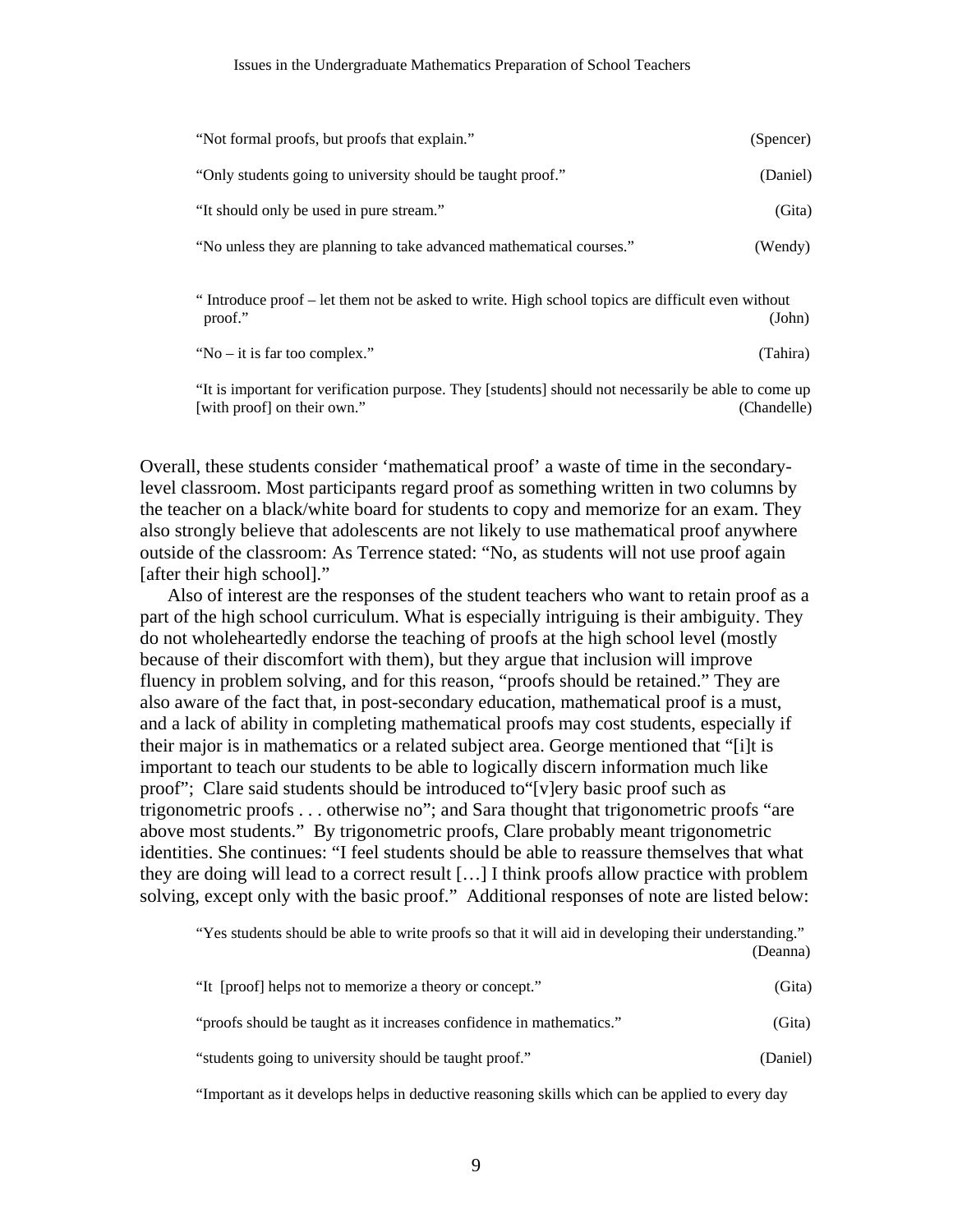> "Not formal proofs, but proofs that explain." (Spencer)
>
> "Only students going to university should be taught proof." (Daniel)
>
> "It should only be used in pure stream." (Gita)
>
> "No unless they are planning to take advanced mathematical courses." (Wendy)
>
> " Introduce proof – let them not be asked to write. High school topics are difficult even without proof." (John)
>
> "No – it is far too complex." (Tahira)
>
> "It is important for verification purpose. They [students] should not necessarily be able to come up [with proof] on their own." (Chandelle)

Overall, these students consider 'mathematical proof' a waste of time in the secondary-level classroom. Most participants regard proof as something written in two columns by the teacher on a black/white board for students to copy and memorize for an exam. They also strongly believe that adolescents are not likely to use mathematical proof anywhere outside of the classroom: As Terrence stated: "No, as students will not use proof again [after their high school]."

Also of interest are the responses of the student teachers who want to retain proof as a part of the high school curriculum. What is especially intriguing is their ambiguity. They do not wholeheartedly endorse the teaching of proofs at the high school level (mostly because of their discomfort with them), but they argue that inclusion will improve fluency in problem solving, and for this reason, "proofs should be retained." They are also aware of the fact that, in post-secondary education, mathematical proof is a must, and a lack of ability in completing mathematical proofs may cost students, especially if their major is in mathematics or a related subject area. George mentioned that "[i]t is important to teach our students to be able to logically discern information much like proof"; Clare said students should be introduced to"[v]ery basic proof such as trigonometric proofs . . . otherwise no"; and Sara thought that trigonometric proofs "are above most students." By trigonometric proofs, Clare probably meant trigonometric identities. She continues: "I feel students should be able to reassure themselves that what they are doing will lead to a correct result […] I think proofs allow practice with problem solving, except only with the basic proof." Additional responses of note are listed below:

> "Yes students should be able to write proofs so that it will aid in developing their understanding." (Deanna)
>
> "It [proof] helps not to memorize a theory or concept." (Gita)
>
> "proofs should be taught as it increases confidence in mathematics." (Gita)
>
> "students going to university should be taught proof." (Daniel)
>
> "Important as it develops helps in deductive reasoning skills which can be applied to every day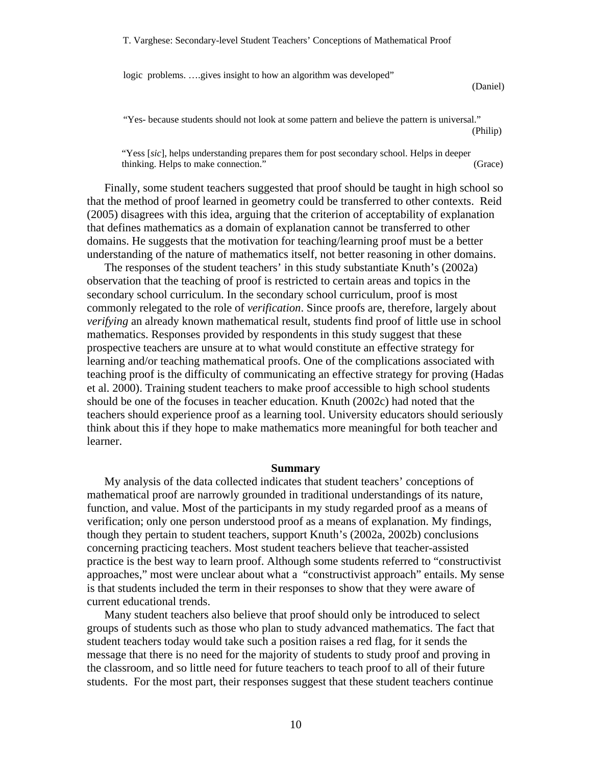logic problems. ….gives insight to how an algorithm was developed"

(Daniel)

"Yes- because students should not look at some pattern and believe the pattern is universal."

(Philip)

"Yess [*sic*], helps understanding prepares them for post secondary school. Helps in deeper thinking. Helps to make connection." (Grace)

Finally, some student teachers suggested that proof should be taught in high school so that the method of proof learned in geometry could be transferred to other contexts. Reid (2005) disagrees with this idea, arguing that the criterion of acceptability of explanation that defines mathematics as a domain of explanation cannot be transferred to other domains. He suggests that the motivation for teaching/learning proof must be a better understanding of the nature of mathematics itself, not better reasoning in other domains.

The responses of the student teachers' in this study substantiate Knuth's (2002a) observation that the teaching of proof is restricted to certain areas and topics in the secondary school curriculum. In the secondary school curriculum, proof is most commonly relegated to the role of *verification*. Since proofs are, therefore, largely about *verifying* an already known mathematical result, students find proof of little use in school mathematics. Responses provided by respondents in this study suggest that these prospective teachers are unsure at to what would constitute an effective strategy for learning and/or teaching mathematical proofs. One of the complications associated with teaching proof is the difficulty of communicating an effective strategy for proving (Hadas et al. 2000). Training student teachers to make proof accessible to high school students should be one of the focuses in teacher education. Knuth (2002c) had noted that the teachers should experience proof as a learning tool. University educators should seriously think about this if they hope to make mathematics more meaningful for both teacher and learner.

## Summary

My analysis of the data collected indicates that student teachers' conceptions of mathematical proof are narrowly grounded in traditional understandings of its nature, function, and value. Most of the participants in my study regarded proof as a means of verification; only one person understood proof as a means of explanation. My findings, though they pertain to student teachers, support Knuth's (2002a, 2002b) conclusions concerning practicing teachers. Most student teachers believe that teacher-assisted practice is the best way to learn proof. Although some students referred to "constructivist approaches," most were unclear about what a "constructivist approach" entails. My sense is that students included the term in their responses to show that they were aware of current educational trends.

Many student teachers also believe that proof should only be introduced to select groups of students such as those who plan to study advanced mathematics. The fact that student teachers today would take such a position raises a red flag, for it sends the message that there is no need for the majority of students to study proof and proving in the classroom, and so little need for future teachers to teach proof to all of their future students. For the most part, their responses suggest that these student teachers continue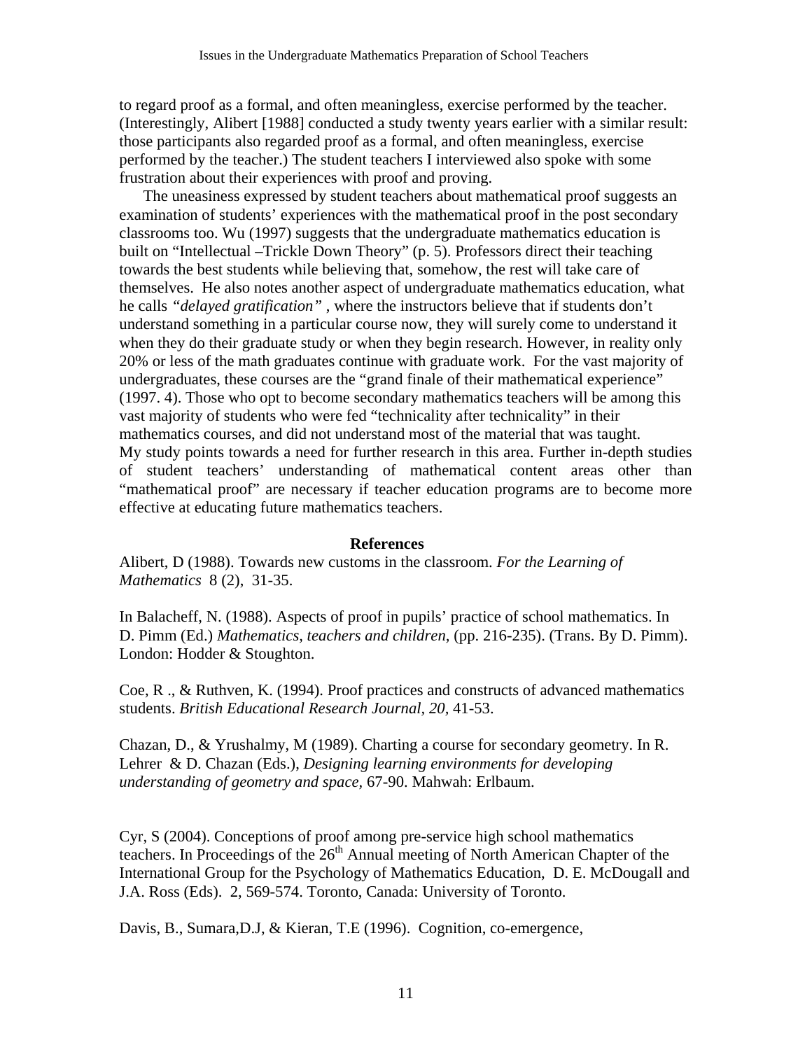to regard proof as a formal, and often meaningless, exercise performed by the teacher. (Interestingly, Alibert [1988] conducted a study twenty years earlier with a similar result: those participants also regarded proof as a formal, and often meaningless, exercise performed by the teacher.) The student teachers I interviewed also spoke with some frustration about their experiences with proof and proving.

The uneasiness expressed by student teachers about mathematical proof suggests an examination of students' experiences with the mathematical proof in the post secondary classrooms too. Wu (1997) suggests that the undergraduate mathematics education is built on "Intellectual –Trickle Down Theory" (p. 5). Professors direct their teaching towards the best students while believing that, somehow, the rest will take care of themselves. He also notes another aspect of undergraduate mathematics education, what he calls *"delayed gratification"* , where the instructors believe that if students don't understand something in a particular course now, they will surely come to understand it when they do their graduate study or when they begin research. However, in reality only 20% or less of the math graduates continue with graduate work. For the vast majority of undergraduates, these courses are the "grand finale of their mathematical experience" (1997. 4). Those who opt to become secondary mathematics teachers will be among this vast majority of students who were fed "technicality after technicality" in their mathematics courses, and did not understand most of the material that was taught.
My study points towards a need for further research in this area. Further in-depth studies of student teachers' understanding of mathematical content areas other than "mathematical proof" are necessary if teacher education programs are to become more effective at educating future mathematics teachers.

## References

Alibert, D (1988). Towards new customs in the classroom. *For the Learning of Mathematics* 8 (2), 31-35.

In Balacheff, N. (1988). Aspects of proof in pupils' practice of school mathematics. In D. Pimm (Ed.) *Mathematics, teachers and children,* (pp. 216-235). (Trans. By D. Pimm). London: Hodder & Stoughton.

Coe, R ., & Ruthven, K. (1994). Proof practices and constructs of advanced mathematics students. *British Educational Research Journal, 20,* 41-53.

Chazan, D., & Yrushalmy, M (1989). Charting a course for secondary geometry. In R. Lehrer & D. Chazan (Eds.), *Designing learning environments for developing understanding of geometry and space,* 67-90. Mahwah: Erlbaum.

Cyr, S (2004). Conceptions of proof among pre-service high school mathematics teachers. In Proceedings of the 26th Annual meeting of North American Chapter of the International Group for the Psychology of Mathematics Education, D. E. McDougall and J.A. Ross (Eds). 2, 569-574. Toronto, Canada: University of Toronto.

Davis, B., Sumara,D.J, & Kieran, T.E (1996). Cognition, co-emergence,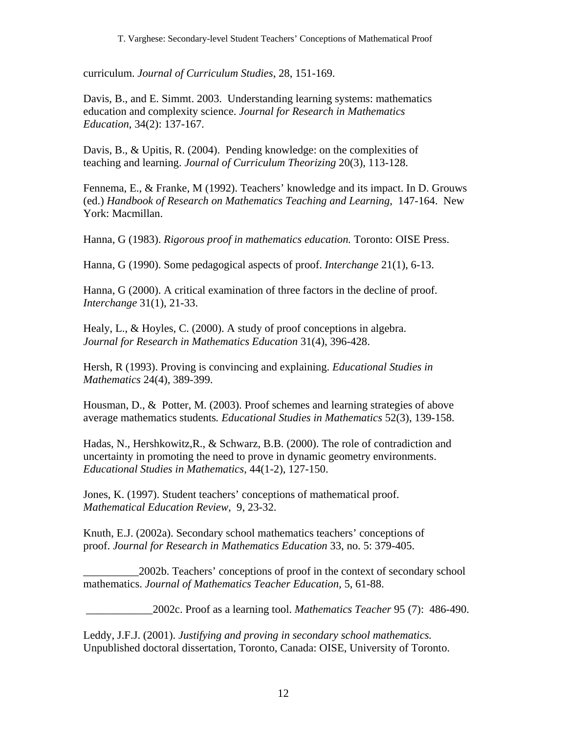curriculum. *Journal of Curriculum Studies*, 28, 151-169.

Davis, B., and E. Simmt. 2003. Understanding learning systems: mathematics education and complexity science. *Journal for Research in Mathematics Education*, 34(2): 137-167.

Davis, B., & Upitis, R. (2004). Pending knowledge: on the complexities of teaching and learning. *Journal of Curriculum Theorizing* 20(3), 113-128.

Fennema, E., & Franke, M (1992). Teachers' knowledge and its impact. In D. Grouws (ed.) *Handbook of Research on Mathematics Teaching and Learning*, 147-164. New York: Macmillan.

Hanna, G (1983). *Rigorous proof in mathematics education.* Toronto: OISE Press.

Hanna, G (1990). Some pedagogical aspects of proof. *Interchange* 21(1), 6-13.

Hanna, G (2000). A critical examination of three factors in the decline of proof. *Interchange* 31(1), 21-33.

Healy, L., & Hoyles, C. (2000). A study of proof conceptions in algebra. *Journal for Research in Mathematics Education* 31(4), 396-428.

Hersh, R (1993). Proving is convincing and explaining. *Educational Studies in Mathematics* 24(4), 389-399.

Housman, D., & Potter, M. (2003). Proof schemes and learning strategies of above average mathematics students*. Educational Studies in Mathematics* 52(3), 139-158.

Hadas, N., Hershkowitz,R., & Schwarz, B.B. (2000). The role of contradiction and uncertainty in promoting the need to prove in dynamic geometry environments. *Educational Studies in Mathematics*, 44(1-2), 127-150.

Jones, K. (1997). Student teachers' conceptions of mathematical proof. *Mathematical Education Review,* 9, 23-32.

Knuth, E.J. (2002a). Secondary school mathematics teachers' conceptions of proof. *Journal for Research in Mathematics Education* 33, no. 5: 379-405.

__________2002b. Teachers' conceptions of proof in the context of secondary school mathematics. *Journal of Mathematics Teacher Education,* 5, 61-88.

____________2002c. Proof as a learning tool. *Mathematics Teacher* 95 (7): 486-490.

Leddy, J.F.J. (2001). *Justifying and proving in secondary school mathematics.* Unpublished doctoral dissertation, Toronto, Canada: OISE, University of Toronto.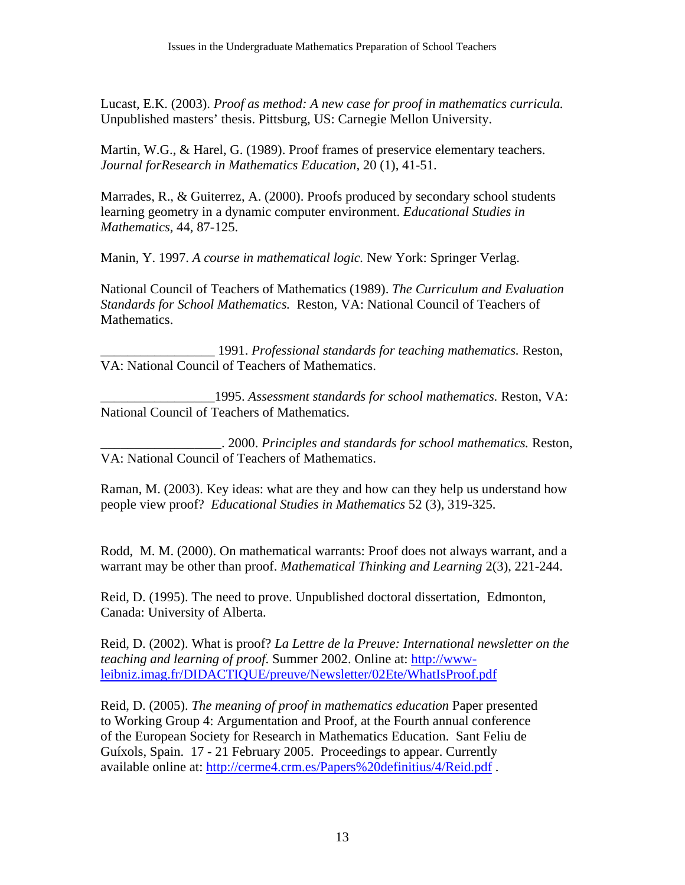Lucast, E.K. (2003). *Proof as method: A new case for proof in mathematics curricula.* Unpublished masters' thesis. Pittsburg, US: Carnegie Mellon University.

Martin, W.G., & Harel, G. (1989). Proof frames of preservice elementary teachers. *Journal forResearch in Mathematics Education*, 20 (1), 41-51.

Marrades, R., & Guiterrez, A. (2000). Proofs produced by secondary school students learning geometry in a dynamic computer environment. *Educational Studies in Mathematics*, 44, 87-125.

Manin, Y. 1997. *A course in mathematical logic.* New York: Springer Verlag.

National Council of Teachers of Mathematics (1989). *The Curriculum and Evaluation Standards for School Mathematics.* Reston, VA: National Council of Teachers of Mathematics.

_________________ 1991. *Professional standards for teaching mathematics.* Reston, VA: National Council of Teachers of Mathematics.

_________________1995. *Assessment standards for school mathematics.* Reston, VA: National Council of Teachers of Mathematics.

__________________. 2000. *Principles and standards for school mathematics.* Reston, VA: National Council of Teachers of Mathematics.

Raman, M. (2003). Key ideas: what are they and how can they help us understand how people view proof? *Educational Studies in Mathematics* 52 (3), 319-325.

Rodd, M. M. (2000). On mathematical warrants: Proof does not always warrant, and a warrant may be other than proof. *Mathematical Thinking and Learning* 2(3), 221-244.

Reid, D. (1995). The need to prove. Unpublished doctoral dissertation, Edmonton, Canada: University of Alberta.

Reid, D. (2002). What is proof? *La Lettre de la Preuve: International newsletter on the teaching and learning of proof.* Summer 2002. Online at: http://www-leibniz.imag.fr/DIDACTIQUE/preuve/Newsletter/02Ete/WhatIsProof.pdf

Reid, D. (2005). *The meaning of proof in mathematics education* Paper presented to Working Group 4: Argumentation and Proof, at the Fourth annual conference of the European Society for Research in Mathematics Education. Sant Feliu de Guíxols, Spain. 17 - 21 February 2005. Proceedings to appear. Currently available online at: http://cerme4.crm.es/Papers%20definitius/4/Reid.pdf .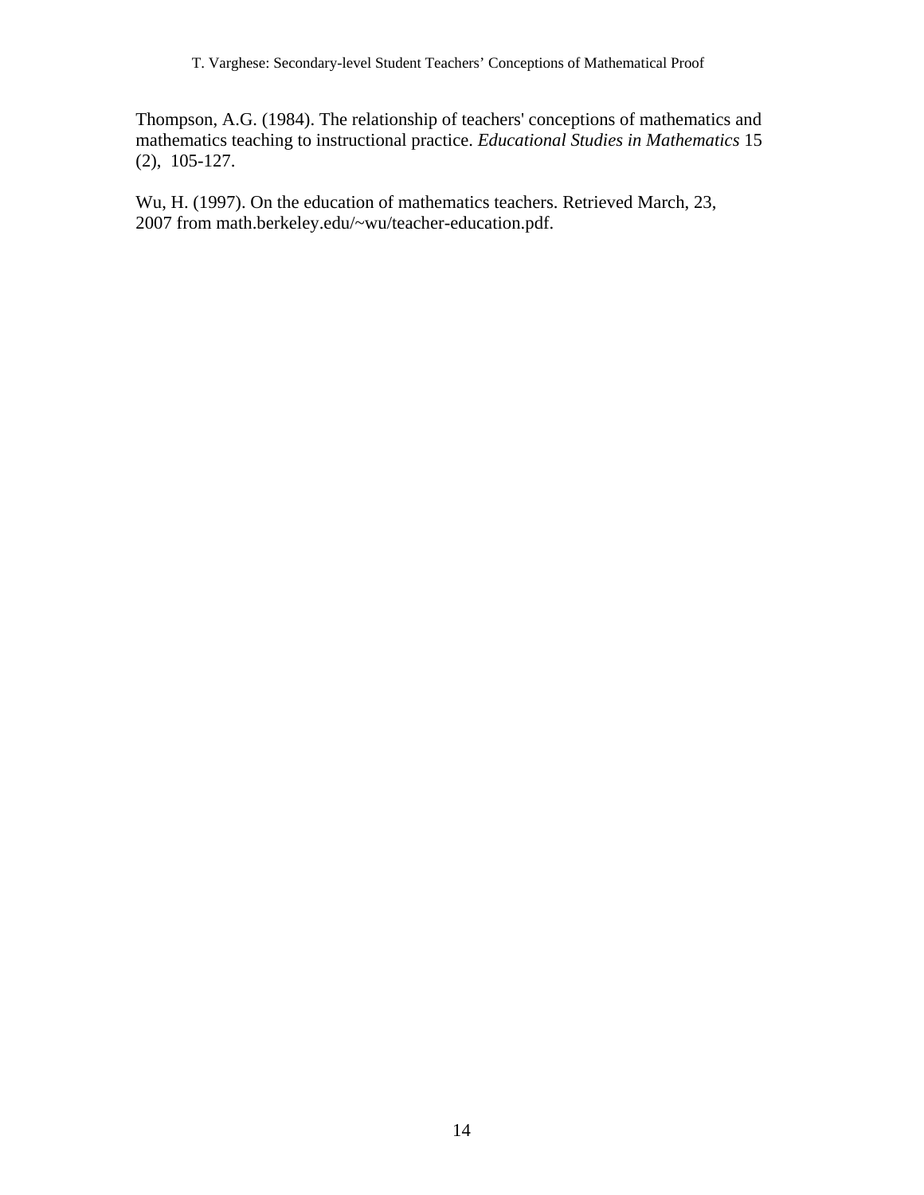Thompson, A.G. (1984). The relationship of teachers' conceptions of mathematics and mathematics teaching to instructional practice. *Educational Studies in Mathematics* 15 (2), 105-127.

Wu, H. (1997). On the education of mathematics teachers. Retrieved March, 23, 2007 from math.berkeley.edu/~wu/teacher-education.pdf.